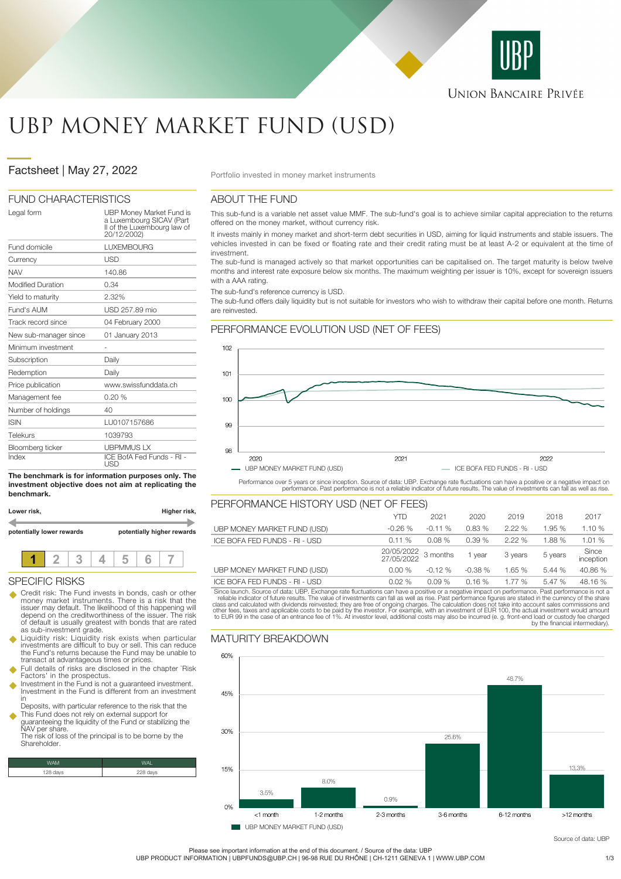# UBP MONEY MARKET FUND (USD)

## Factsheet | May 27, 2022

Portfolio invested in money market instruments

## FUND CHARACTERISTICS

| | |
|---|---|
| Legal form | UBP Money Market Fund is a Luxembourg SICAV (Part II of the Luxembourg law of 20/12/2002) |
| Fund domicile | LUXEMBOURG |
| Currency | USD |
| NAV | 140.86 |
| Modified Duration | 0.34 |
| Yield to maturity | 2.32% |
| Fund's AUM | USD 257.89 mio |
| Track record since | 04 February 2000 |
| New sub-manager since | 01 January 2013 |
| Minimum investment | - |
| Subscription | Daily |
| Redemption | Daily |
| Price publication | www.swissfunddata.ch |
| Management fee | 0.20 % |
| Number of holdings | 40 |
| ISIN | LU0107157686 |
| Telekurs | 1039793 |
| Bloomberg ticker | UBPMMUS LX |
| Index | ICE BofA Fed Funds - RI - USD |

**The benchmark is for information purposes only. The investment objective does not aim at replicating the benchmark.**

**Lower risk,** **Higher risk,**

**potentially lower rewards** **potentially higher rewards**

| **1** | 2 | 3 | 4 | 5 | 6 | 7 |
|---|---|---|---|---|---|---|

## SPECIFIC RISKS

- Credit risk: The Fund invests in bonds, cash or other money market instruments. There is a risk that the issuer may default. The likelihood of this happening will depend on the creditworthiness of the issuer. The risk of default is usually greatest with bonds that are rated as sub-investment grade.
- Liquidity risk: Liquidity risk exists when particular investments are difficult to buy or sell. This can reduce the Fund's returns because the Fund may be unable to transact at advantageous times or prices.
- Full details of risks are disclosed in the chapter `Risk Factors' in the prospectus.
- Investment in the Fund is not a guaranteed investment. Investment in the Fund is different from an investment in
  Deposits, with particular reference to the risk that the
- This Fund does not rely on external support for guaranteeing the liquidity of the Fund or stabilizing the NAV per share.
  The risk of loss of the principal is to be borne by the Shareholder.

| WAM | WAL |
|---|---|
| 128 days | 228 days |

## ABOUT THE FUND

This sub-fund is a variable net asset value MMF. The sub-fund's goal is to achieve similar capital appreciation to the returns offered on the money market, without currency risk.

It invests mainly in money market and short-term debt securities in USD, aiming for liquid instruments and stable issuers. The vehicles invested in can be fixed or floating rate and their credit rating must be at least A-2 or equivalent at the time of investment.

The sub-fund is managed actively so that market opportunities can be capitalised on. The target maturity is below twelve months and interest rate exposure below six months. The maximum weighting per issuer is 10%, except for sovereign issuers with a AAA rating.

The sub-fund's reference currency is USD.

The sub-fund offers daily liquidity but is not suitable for investors who wish to withdraw their capital before one month. Returns are reinvested.

## PERFORMANCE EVOLUTION USD (NET OF FEES)

— UBP MONEY MARKET FUND (USD) — ICE BOFA FED FUNDS - RI - USD

Performance over 5 years or since inception. Source of data: UBP. Exchange rate fluctuations can have a positive or a negative impact on performance. Past performance is not a reliable indicator of future results. The value of investments can fall as well as rise.

## PERFORMANCE HISTORY USD (NET OF FEES)

| | YTD | 2021 | 2020 | 2019 | 2018 | 2017 |
|---|---|---|---|---|---|---|
| UBP MONEY MARKET FUND (USD) | -0.26 % | -0.11 % | 0.83 % | 2.22 % | 1.95 % | 1.10 % |
| ICE BOFA FED FUNDS - RI - USD | 0.11 % | 0.08 % | 0.39 % | 2.22 % | 1.88 % | 1.01 % |
| | 20/05/2022 27/05/2022 | 3 months | 1 year | 3 years | 5 years | Since inception |
| UBP MONEY MARKET FUND (USD) | 0.00 % | -0.12 % | -0.38 % | 1.65 % | 5.44 % | 40.86 % |
| ICE BOFA FED FUNDS - RI - USD | 0.02 % | 0.09 % | 0.16 % | 1.77 % | 5.47 % | 48.16 % |

Since launch. Source of data: UBP. Exchange rate fluctuations can have a positive or a negative impact on performance. Past performance is not a reliable indicator of future results. The value of investments can fall as well as rise. Past performance figures are stated in the currency of the share class and calculated with dividends reinvested; they are free of ongoing charges. The calculation does not take into account sales commissions and other fees, taxes and applicable costs to be paid by the investor. For example, with an investment of EUR 100, the actual investment would amount to EUR 99 in the case of an entrance fee of 1%. At investor level, additional costs may also be incurred (e. g. front-end load or custody fee charged by the financial intermediary).

## MATURITY BREAKDOWN

| Maturity | UBP MONEY MARKET FUND (USD) |
|---|---|
| <1 month | 3.5% |
| 1-2 months | 8.0% |
| 2-3 months | 0.9% |
| 3-6 months | 25.6% |
| 6-12 months | 48.7% |
| >12 months | 13.3% |

Source of data: UBP

Please see important information at the end of this document. / Source of the data: UBP

UBP PRODUCT INFORMATION | UBPFUNDS@UBP.CH | 96-98 RUE DU RHÔNE | CH-1211 GENEVA 1 | WWW.UBP.COM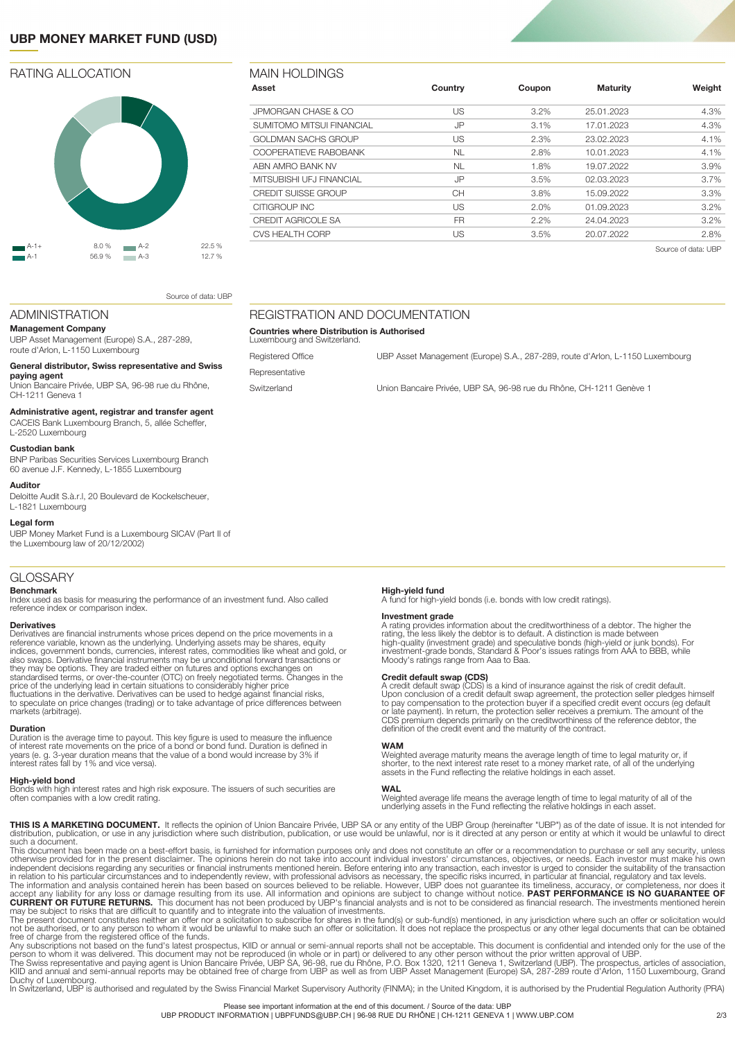# UBP MONEY MARKET FUND (USD)

## RATING ALLOCATION

| Rating | Weight | Rating | Weight |
|---|---|---|---|
| A-1+ | 8.0 % | A-2 | 22.5 % |
| A-1 | 56.9 % | A-3 | 12.7 % |

Source of data: UBP

## MAIN HOLDINGS

| Asset | Country | Coupon | Maturity | Weight |
|---|---|---|---|---|
| JPMORGAN CHASE & CO | US | 3.2% | 25.01.2023 | 4.3% |
| SUMITOMO MITSUI FINANCIAL | JP | 3.1% | 17.01.2023 | 4.3% |
| GOLDMAN SACHS GROUP | US | 2.3% | 23.02.2023 | 4.1% |
| COOPERATIEVE RABOBANK | NL | 2.8% | 10.01.2023 | 4.1% |
| ABN AMRO BANK NV | NL | 1.8% | 19.07.2022 | 3.9% |
| MITSUBISHI UFJ FINANCIAL | JP | 3.5% | 02.03.2023 | 3.7% |
| CREDIT SUISSE GROUP | CH | 3.8% | 15.09.2022 | 3.3% |
| CITIGROUP INC | US | 2.0% | 01.09.2023 | 3.2% |
| CREDIT AGRICOLE SA | FR | 2.2% | 24.04.2023 | 3.2% |
| CVS HEALTH CORP | US | 3.5% | 20.07.2022 | 2.8% |

Source of data: UBP

## ADMINISTRATION

**Management Company**
UBP Asset Management (Europe) S.A., 287-289, route d'Arlon, L-1150 Luxembourg

**General distributor, Swiss representative and Swiss paying agent**
Union Bancaire Privée, UBP SA, 96-98 rue du Rhône, CH-1211 Geneva 1

**Administrative agent, registrar and transfer agent**
CACEIS Bank Luxembourg Branch, 5, allée Scheffer, L-2520 Luxembourg

**Custodian bank**
BNP Paribas Securities Services Luxembourg Branch 60 avenue J.F. Kennedy, L-1855 Luxembourg

**Auditor**
Deloitte Audit S.à.r.l, 20 Boulevard de Kockelscheuer, L-1821 Luxembourg

**Legal form**
UBP Money Market Fund is a Luxembourg SICAV (Part II of the Luxembourg law of 20/12/2002)

## REGISTRATION AND DOCUMENTATION

**Countries where Distribution is Authorised**
Luxembourg and Switzerland.

| | |
|---|---|
| Registered Office | UBP Asset Management (Europe) S.A., 287-289, route d'Arlon, L-1150 Luxembourg |
| Representative | |
| Switzerland | Union Bancaire Privée, UBP SA, 96-98 rue du Rhône, CH-1211 Genève 1 |

## GLOSSARY

**Benchmark**
Index used as basis for measuring the performance of an investment fund. Also called reference index or comparison index.

**Derivatives**
Derivatives are financial instruments whose prices depend on the price movements in a reference variable, known as the underlying. Underlying assets may be shares, equity indices, government bonds, currencies, interest rates, commodities like wheat and gold, or also swaps. Derivative financial instruments may be unconditional forward transactions or they may be options. They are traded either on futures and options exchanges on standardised terms, or over-the-counter (OTC) on freely negotiated terms. Changes in the price of the underlying lead in certain situations to considerably higher price fluctuations in the derivative. Derivatives can be used to hedge against financial risks, to speculate on price changes (trading) or to take advantage of price differences between markets (arbitrage).

**Duration**
Duration is the average time to payout. This key figure is used to measure the influence of interest rate movements on the price of a bond or bond fund. Duration is defined in years (e. g. 3-year duration means that the value of a bond would increase by 3% if interest rates fall by 1% and vice versa).

**High-yield bond**
Bonds with high interest rates and high risk exposure. The issuers of such securities are often companies with a low credit rating.

**High-yield fund**
A fund for high-yield bonds (i.e. bonds with low credit ratings).

**Investment grade**
A rating provides information about the creditworthiness of a debtor. The higher the rating, the less likely the debtor is to default. A distinction is made between high-quality (investment grade) and speculative bonds (high-yield or junk bonds). For investment-grade bonds, Standard & Poor's issues ratings from AAA to BBB, while Moody's ratings range from Aaa to Baa.

**Credit default swap (CDS)**
A credit default swap (CDS) is a kind of insurance against the risk of credit default. Upon conclusion of a credit default swap agreement, the protection seller pledges himself to pay compensation to the protection buyer if a specified credit event occurs (eg default or late payment). In return, the protection seller receives a premium. The amount of the CDS premium depends primarily on the creditworthiness of the reference debtor, the definition of the credit event and the maturity of the contract.

**WAM**
Weighted average maturity means the average length of time to legal maturity or, if shorter, to the next interest rate reset to a money market rate, of all of the underlying assets in the Fund reflecting the relative holdings in each asset.

**WAL**
Weighted average life means the average length of time to legal maturity of all of the underlying assets in the Fund reflecting the relative holdings in each asset.

**THIS IS A MARKETING DOCUMENT.** It reflects the opinion of Union Bancaire Privée, UBP SA or any entity of the UBP Group (hereinafter "UBP") as of the date of issue. It is not intended for distribution, publication, or use in any jurisdiction where such distribution, publication, or use would be unlawful, nor is it directed at any person or entity at which it would be unlawful to direct such a document.
This document has been made on a best-effort basis, is furnished for information purposes only and does not constitute an offer or a recommendation to purchase or sell any security, unless otherwise provided for in the present disclaimer. The opinions herein do not take into account individual investors' circumstances, objectives, or needs. Each investor must make his own independent decisions regarding any securities or financial instruments mentioned herein. Before entering into any transaction, each investor is urged to consider the suitability of the transaction in relation to his particular circumstances and to independently review, with professional advisors as necessary, the specific risks incurred, in particular at financial, regulatory and tax levels.
The information and analysis contained herein has been based on sources believed to be reliable. However, UBP does not guarantee its timeliness, accuracy, or completeness, nor does it accept any liability for any loss or damage resulting from its use. All information and opinions are subject to change without notice. **PAST PERFORMANCE IS NO GUARANTEE OF CURRENT OR FUTURE RETURNS.** This document has not been produced by UBP's financial analysts and is not to be considered as financial research. The investments mentioned herein may be subject to risks that are difficult to quantify and to integrate into the valuation of investments.
The present document constitutes neither an offer nor a solicitation to subscribe for shares in the fund(s) or sub-fund(s) mentioned, in any jurisdiction where such an offer or solicitation would not be authorised, or to any person to whom it would be unlawful to make such an offer or solicitation. It does not replace the prospectus or any other legal documents that can be obtained free of charge from the registered office of the funds.
Any subscriptions not based on the fund's latest prospectus, KIID or annual or semi-annual reports shall not be acceptable. This document is confidential and intended only for the use of the person to whom it was delivered. This document may not be reproduced (in whole or in part) or delivered to any other person without the prior written approval of UBP.
The Swiss representative and paying agent is Union Bancaire Privée, UBP SA, 96-98, rue du Rhône, P.O. Box 1320, 1211 Geneva 1, Switzerland (UBP). The prospectus, articles of association, KIID and annual and semi-annual reports may be obtained free of charge from UBP as well as from UBP Asset Management (Europe) SA, 287-289 route d'Arlon, 1150 Luxembourg, Grand Duchy of Luxembourg.
In Switzerland, UBP is authorised and regulated by the Swiss Financial Market Supervisory Authority (FINMA); in the United Kingdom, it is authorised by the Prudential Regulation Authority (PRA)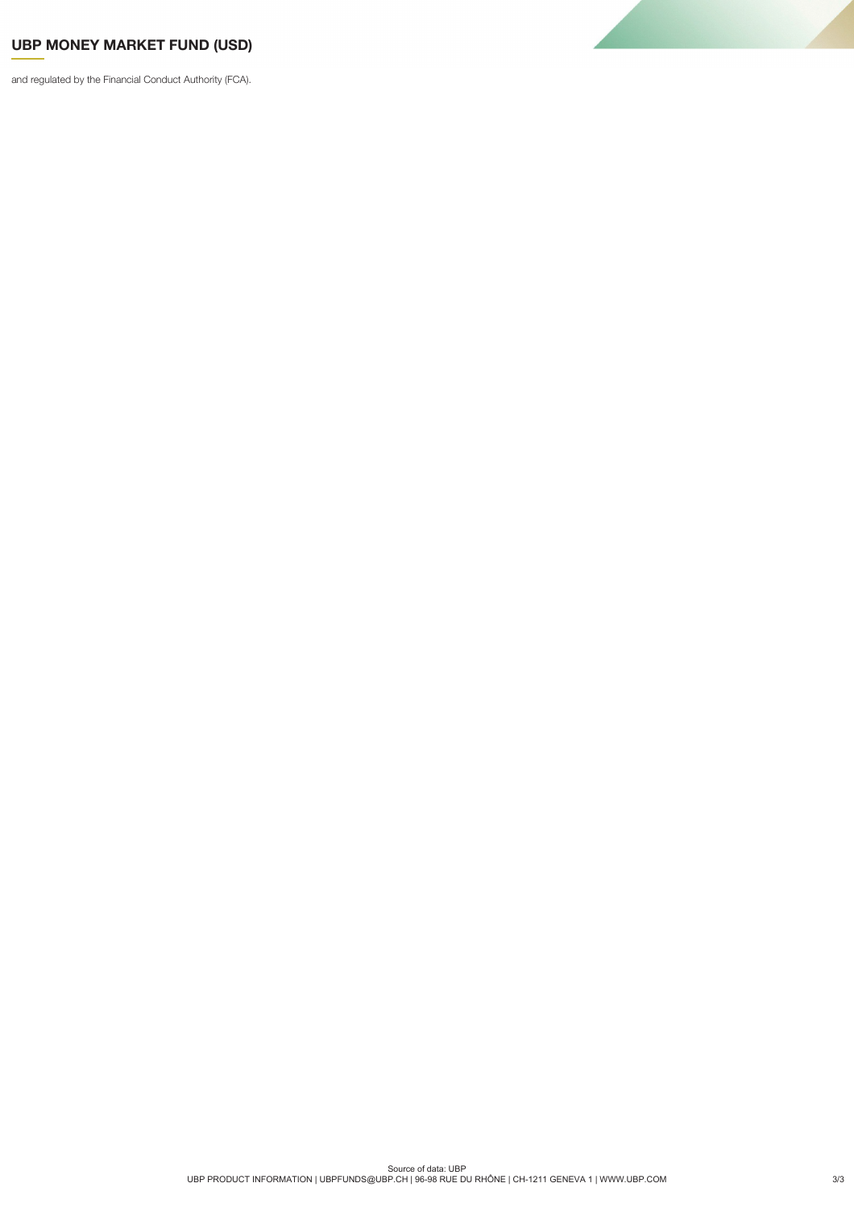and regulated by the Financial Conduct Authority (FCA).